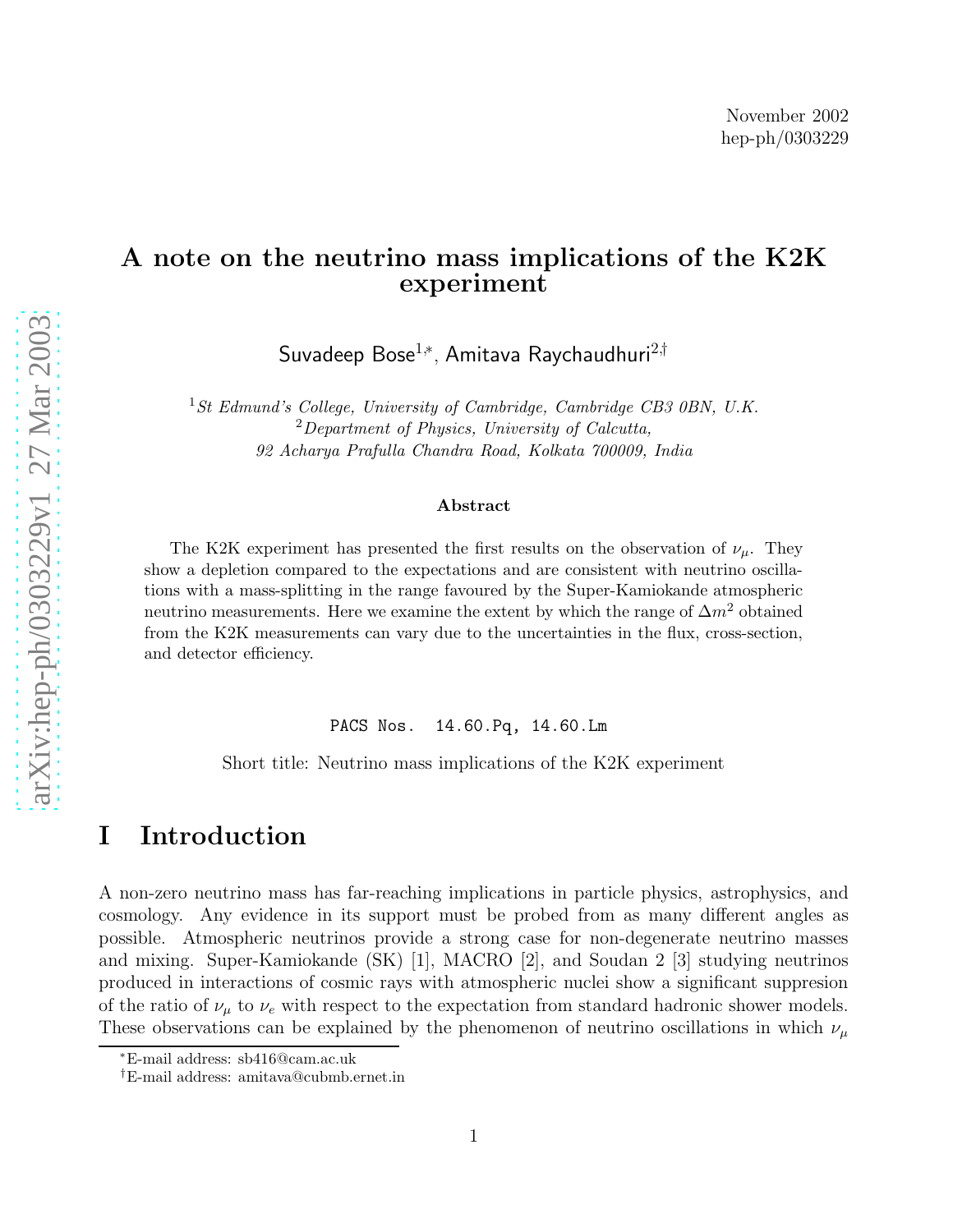November 2002
hep-ph/0303229

# A note on the neutrino mass implications of the K2K experiment

Suvadeep Bose[1,*], Amitava Raychaudhuri[2,†]

[1] *St Edmund's College, University of Cambridge, Cambridge CB3 0BN, U.K.*
[2] *Department of Physics, University of Calcutta, 92 Acharya Prafulla Chandra Road, Kolkata 700009, India*

### Abstract

The K2K experiment has presented the first results on the observation of $\nu_\mu$. They show a depletion compared to the expectations and are consistent with neutrino oscillations with a mass-splitting in the range favoured by the Super-Kamiokande atmospheric neutrino measurements. Here we examine the extent by which the range of $\Delta m^2$ obtained from the K2K measurements can vary due to the uncertainties in the flux, cross-section, and detector efficiency.

PACS Nos. 14.60.Pq, 14.60.Lm

Short title: Neutrino mass implications of the K2K experiment

# I Introduction

A non-zero neutrino mass has far-reaching implications in particle physics, astrophysics, and cosmology. Any evidence in its support must be probed from as many different angles as possible. Atmospheric neutrinos provide a strong case for non-degenerate neutrino masses and mixing. Super-Kamiokande (SK) [1], MACRO [2], and Soudan 2 [3] studying neutrinos produced in interactions of cosmic rays with atmospheric nuclei show a significant suppresion of the ratio of $\nu_\mu$ to $\nu_e$ with respect to the expectation from standard hadronic shower models. These observations can be explained by the phenomenon of neutrino oscillations in which $\nu_\mu$

---

*E-mail address: sb416@cam.ac.uk
†E-mail address: amitava@cubmb.ernet.in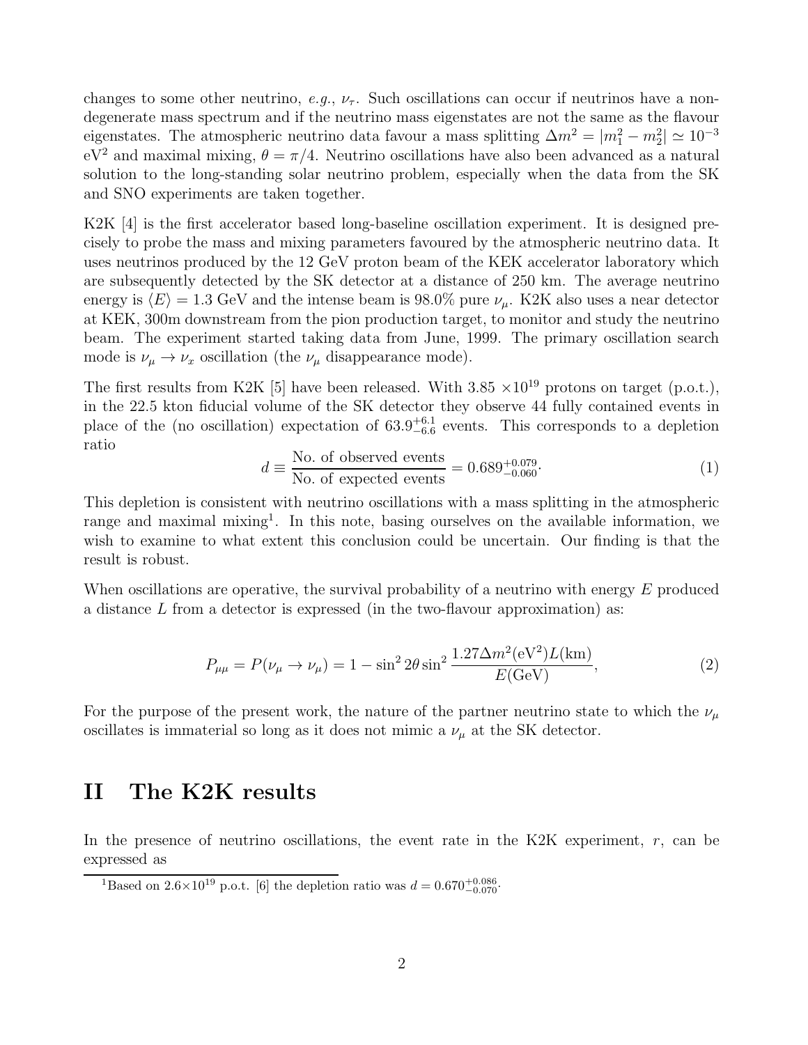changes to some other neutrino, *e.g.*, $\nu_\tau$. Such oscillations can occur if neutrinos have a non-degenerate mass spectrum and if the neutrino mass eigenstates are not the same as the flavour eigenstates. The atmospheric neutrino data favour a mass splitting $\Delta m^2 = |m_1^2 - m_2^2| \simeq 10^{-3}$ eV$^2$ and maximal mixing, $\theta = \pi/4$. Neutrino oscillations have also been advanced as a natural solution to the long-standing solar neutrino problem, especially when the data from the SK and SNO experiments are taken together.

K2K [4] is the first accelerator based long-baseline oscillation experiment. It is designed precisely to probe the mass and mixing parameters favoured by the atmospheric neutrino data. It uses neutrinos produced by the 12 GeV proton beam of the KEK accelerator laboratory which are subsequently detected by the SK detector at a distance of 250 km. The average neutrino energy is $\langle E \rangle = 1.3$ GeV and the intense beam is 98.0% pure $\nu_\mu$. K2K also uses a near detector at KEK, 300m downstream from the pion production target, to monitor and study the neutrino beam. The experiment started taking data from June, 1999. The primary oscillation search mode is $\nu_\mu \to \nu_x$ oscillation (the $\nu_\mu$ disappearance mode).

The first results from K2K [5] have been released. With 3.85 $\times 10^{19}$ protons on target (p.o.t.), in the 22.5 kton fiducial volume of the SK detector they observe 44 fully contained events in place of the (no oscillation) expectation of $63.9^{+6.1}_{-6.6}$ events. This corresponds to a depletion ratio

$$d \equiv \frac{\text{No. of observed events}}{\text{No. of expected events}} = 0.689^{+0.079}_{-0.060}. \tag{1}$$

This depletion is consistent with neutrino oscillations with a mass splitting in the atmospheric range and maximal mixing[1]. In this note, basing ourselves on the available information, we wish to examine to what extent this conclusion could be uncertain. Our finding is that the result is robust.

When oscillations are operative, the survival probability of a neutrino with energy $E$ produced a distance $L$ from a detector is expressed (in the two-flavour approximation) as:

$$P_{\mu\mu} = P(\nu_\mu \to \nu_\mu) = 1 - \sin^2 2\theta \sin^2 \frac{1.27 \Delta m^2(\text{eV}^2) L(\text{km})}{E(\text{GeV})}, \tag{2}$$

For the purpose of the present work, the nature of the partner neutrino state to which the $\nu_\mu$ oscillates is immaterial so long as it does not mimic a $\nu_\mu$ at the SK detector.

## II The K2K results

In the presence of neutrino oscillations, the event rate in the K2K experiment, $r$, can be expressed as

[1] Based on 2.6$\times 10^{19}$ p.o.t. [6] the depletion ratio was $d = 0.670^{+0.086}_{-0.070}$.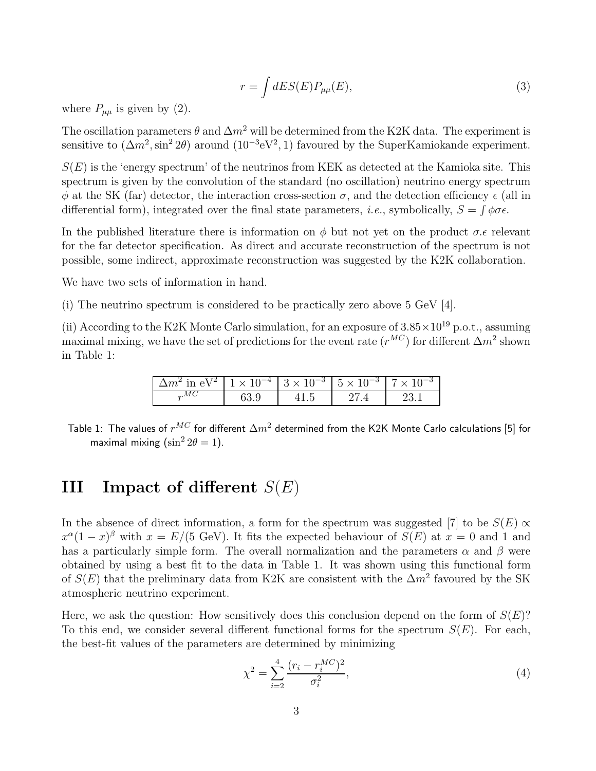$$r = \int dE S(E) P_{\mu\mu}(E), \tag{3}$$

where $P_{\mu\mu}$ is given by (2).

The oscillation parameters $\theta$ and $\Delta m^2$ will be determined from the K2K data. The experiment is sensitive to $(\Delta m^2, \sin^2 2\theta)$ around $(10^{-3}\text{eV}^2, 1)$ favoured by the SuperKamiokande experiment.

$S(E)$ is the 'energy spectrum' of the neutrinos from KEK as detected at the Kamioka site. This spectrum is given by the convolution of the standard (no oscillation) neutrino energy spectrum $\phi$ at the SK (far) detector, the interaction cross-section $\sigma$, and the detection efficiency $\epsilon$ (all in differential form), integrated over the final state parameters, *i.e.*, symbolically, $S = \int \phi\sigma\epsilon$.

In the published literature there is information on $\phi$ but not yet on the product $\sigma.\epsilon$ relevant for the far detector specification. As direct and accurate reconstruction of the spectrum is not possible, some indirect, approximate reconstruction was suggested by the K2K collaboration.

We have two sets of information in hand.

(i) The neutrino spectrum is considered to be practically zero above 5 GeV [4].

(ii) According to the K2K Monte Carlo simulation, for an exposure of $3.85 \times 10^{19}$ p.o.t., assuming maximal mixing, we have the set of predictions for the event rate ($r^{MC}$) for different $\Delta m^2$ shown in Table 1:

| $\Delta m^2$ in eV$^2$ | $1 \times 10^{-4}$ | $3 \times 10^{-3}$ | $5 \times 10^{-3}$ | $7 \times 10^{-3}$ |
|---|---|---|---|---|
| $r^{MC}$ | 63.9 | 41.5 | 27.4 | 23.1 |

Table 1: The values of $r^{MC}$ for different $\Delta m^2$ determined from the K2K Monte Carlo calculations [5] for maximal mixing ($\sin^2 2\theta = 1$).

# III Impact of different $S(E)$

In the absence of direct information, a form for the spectrum was suggested [7] to be $S(E) \propto x^\alpha(1-x)^\beta$ with $x = E/(5 \text{ GeV})$. It fits the expected behaviour of $S(E)$ at $x = 0$ and 1 and has a particularly simple form. The overall normalization and the parameters $\alpha$ and $\beta$ were obtained by using a best fit to the data in Table 1. It was shown using this functional form of $S(E)$ that the preliminary data from K2K are consistent with the $\Delta m^2$ favoured by the SK atmospheric neutrino experiment.

Here, we ask the question: How sensitively does this conclusion depend on the form of $S(E)$? To this end, we consider several different functional forms for the spectrum $S(E)$. For each, the best-fit values of the parameters are determined by minimizing

$$\chi^2 = \sum_{i=2}^{4} \frac{(r_i - r_i^{MC})^2}{\sigma_i^2}, \tag{4}$$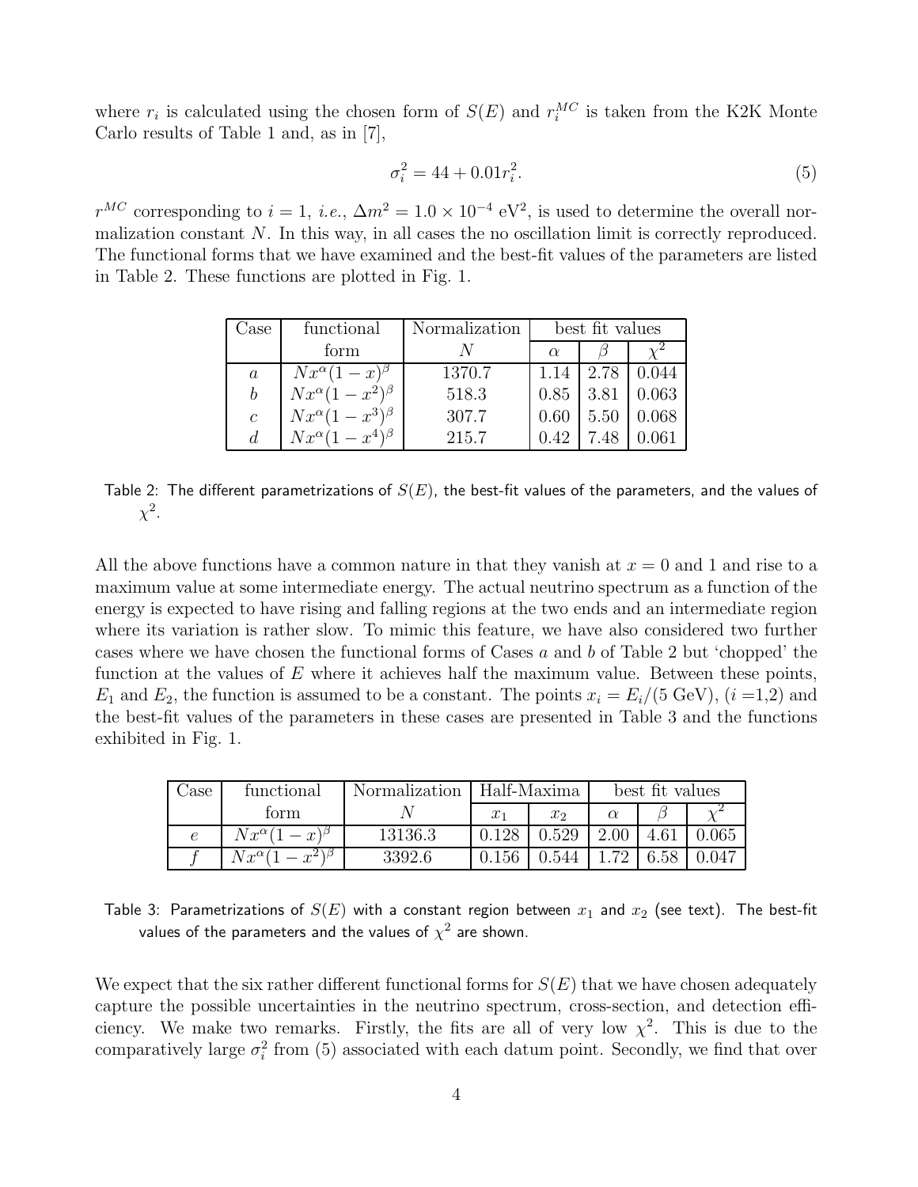where $r_i$ is calculated using the chosen form of $S(E)$ and $r_i^{MC}$ is taken from the K2K Monte Carlo results of Table 1 and, as in [7],

$$\sigma_i^2 = 44 + 0.01 r_i^2. \tag{5}$$

$r^{MC}$ corresponding to $i = 1$, *i.e.*, $\Delta m^2 = 1.0 \times 10^{-4}$ eV$^2$, is used to determine the overall normalization constant $N$. In this way, in all cases the no oscillation limit is correctly reproduced. The functional forms that we have examined and the best-fit values of the parameters are listed in Table 2. These functions are plotted in Fig. 1.

| Case | functional form | Normalization $N$ | best fit values $\alpha$ | $\beta$ | $\chi^2$ |
|---|---|---|---|---|---|
| $a$ | $Nx^\alpha(1-x)^\beta$ | 1370.7 | 1.14 | 2.78 | 0.044 |
| $b$ | $Nx^\alpha(1-x^2)^\beta$ | 518.3 | 0.85 | 3.81 | 0.063 |
| $c$ | $Nx^\alpha(1-x^3)^\beta$ | 307.7 | 0.60 | 5.50 | 0.068 |
| $d$ | $Nx^\alpha(1-x^4)^\beta$ | 215.7 | 0.42 | 7.48 | 0.061 |

Table 2: The different parametrizations of $S(E)$, the best-fit values of the parameters, and the values of $\chi^2$.

All the above functions have a common nature in that they vanish at $x = 0$ and 1 and rise to a maximum value at some intermediate energy. The actual neutrino spectrum as a function of the energy is expected to have rising and falling regions at the two ends and an intermediate region where its variation is rather slow. To mimic this feature, we have also considered two further cases where we have chosen the functional forms of Cases $a$ and $b$ of Table 2 but 'chopped' the function at the values of $E$ where it achieves half the maximum value. Between these points, $E_1$ and $E_2$, the function is assumed to be a constant. The points $x_i = E_i/(5$ GeV$)$, ($i$ =1,2) and the best-fit values of the parameters in these cases are presented in Table 3 and the functions exhibited in Fig. 1.

| Case | functional form | Normalization $N$ | Half-Maxima $x_1$ | $x_2$ | best fit values $\alpha$ | $\beta$ | $\chi^2$ |
|---|---|---|---|---|---|---|---|
| $e$ | $Nx^\alpha(1-x)^\beta$ | 13136.3 | 0.128 | 0.529 | 2.00 | 4.61 | 0.065 |
| $f$ | $Nx^\alpha(1-x^2)^\beta$ | 3392.6 | 0.156 | 0.544 | 1.72 | 6.58 | 0.047 |

Table 3: Parametrizations of $S(E)$ with a constant region between $x_1$ and $x_2$ (see text). The best-fit values of the parameters and the values of $\chi^2$ are shown.

We expect that the six rather different functional forms for $S(E)$ that we have chosen adequately capture the possible uncertainties in the neutrino spectrum, cross-section, and detection efficiency. We make two remarks. Firstly, the fits are all of very low $\chi^2$. This is due to the comparatively large $\sigma_i^2$ from (5) associated with each datum point. Secondly, we find that over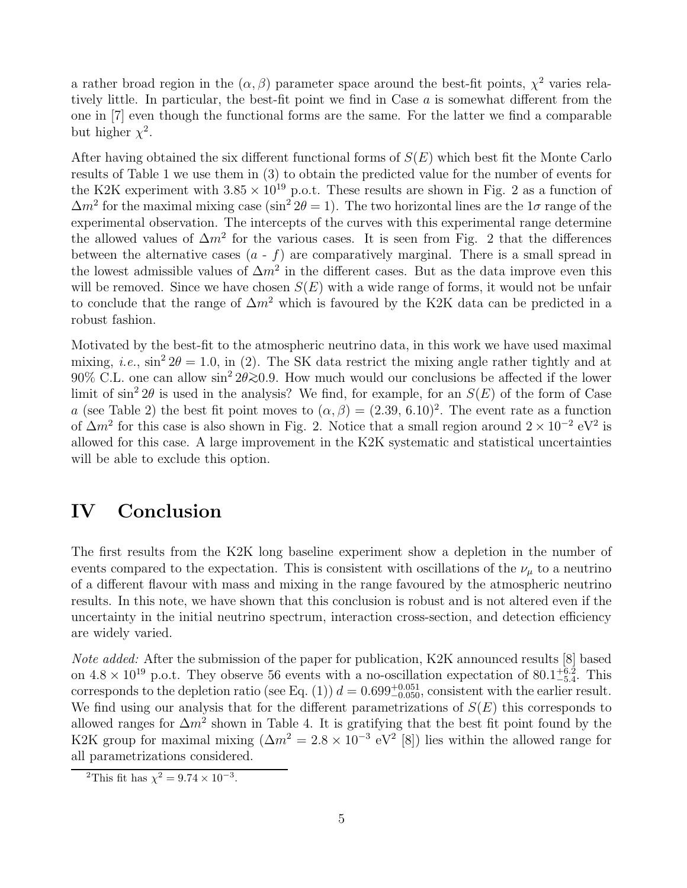a rather broad region in the $(\alpha, \beta)$ parameter space around the best-fit points, $\chi^2$ varies relatively little. In particular, the best-fit point we find in Case *a* is somewhat different from the one in [7] even though the functional forms are the same. For the latter we find a comparable but higher $\chi^2$.

After having obtained the six different functional forms of $S(E)$ which best fit the Monte Carlo results of Table 1 we use them in (3) to obtain the predicted value for the number of events for the K2K experiment with $3.85 \times 10^{19}$ p.o.t. These results are shown in Fig. 2 as a function of $\Delta m^2$ for the maximal mixing case ($\sin^2 2\theta = 1$). The two horizontal lines are the $1\sigma$ range of the experimental observation. The intercepts of the curves with this experimental range determine the allowed values of $\Delta m^2$ for the various cases. It is seen from Fig. 2 that the differences between the alternative cases (*a* - *f*) are comparatively marginal. There is a small spread in the lowest admissible values of $\Delta m^2$ in the different cases. But as the data improve even this will be removed. Since we have chosen $S(E)$ with a wide range of forms, it would not be unfair to conclude that the range of $\Delta m^2$ which is favoured by the K2K data can be predicted in a robust fashion.

Motivated by the best-fit to the atmospheric neutrino data, in this work we have used maximal mixing, *i.e.*, $\sin^2 2\theta = 1.0$, in (2). The SK data restrict the mixing angle rather tightly and at 90% C.L. one can allow $\sin^2 2\theta \gtrsim 0.9$. How much would our conclusions be affected if the lower limit of $\sin^2 2\theta$ is used in the analysis? We find, for example, for an $S(E)$ of the form of Case *a* (see Table 2) the best fit point moves to $(\alpha, \beta) = (2.39, 6.10)$[2]. The event rate as a function of $\Delta m^2$ for this case is also shown in Fig. 2. Notice that a small region around $2 \times 10^{-2}$ eV$^2$ is allowed for this case. A large improvement in the K2K systematic and statistical uncertainties will be able to exclude this option.

# IV Conclusion

The first results from the K2K long baseline experiment show a depletion in the number of events compared to the expectation. This is consistent with oscillations of the $\nu_\mu$ to a neutrino of a different flavour with mass and mixing in the range favoured by the atmospheric neutrino results. In this note, we have shown that this conclusion is robust and is not altered even if the uncertainty in the initial neutrino spectrum, interaction cross-section, and detection efficiency are widely varied.

*Note added:* After the submission of the paper for publication, K2K announced results [8] based on $4.8 \times 10^{19}$ p.o.t. They observe 56 events with a no-oscillation expectation of $80.1^{+6.2}_{-5.4}$. This corresponds to the depletion ratio (see Eq. (1)) $d = 0.699^{+0.051}_{-0.050}$, consistent with the earlier result. We find using our analysis that for the different parametrizations of $S(E)$ this corresponds to allowed ranges for $\Delta m^2$ shown in Table 4. It is gratifying that the best fit point found by the K2K group for maximal mixing ($\Delta m^2 = 2.8 \times 10^{-3}$ eV$^2$ [8]) lies within the allowed range for all parametrizations considered.

[2] This fit has $\chi^2 = 9.74 \times 10^{-3}$.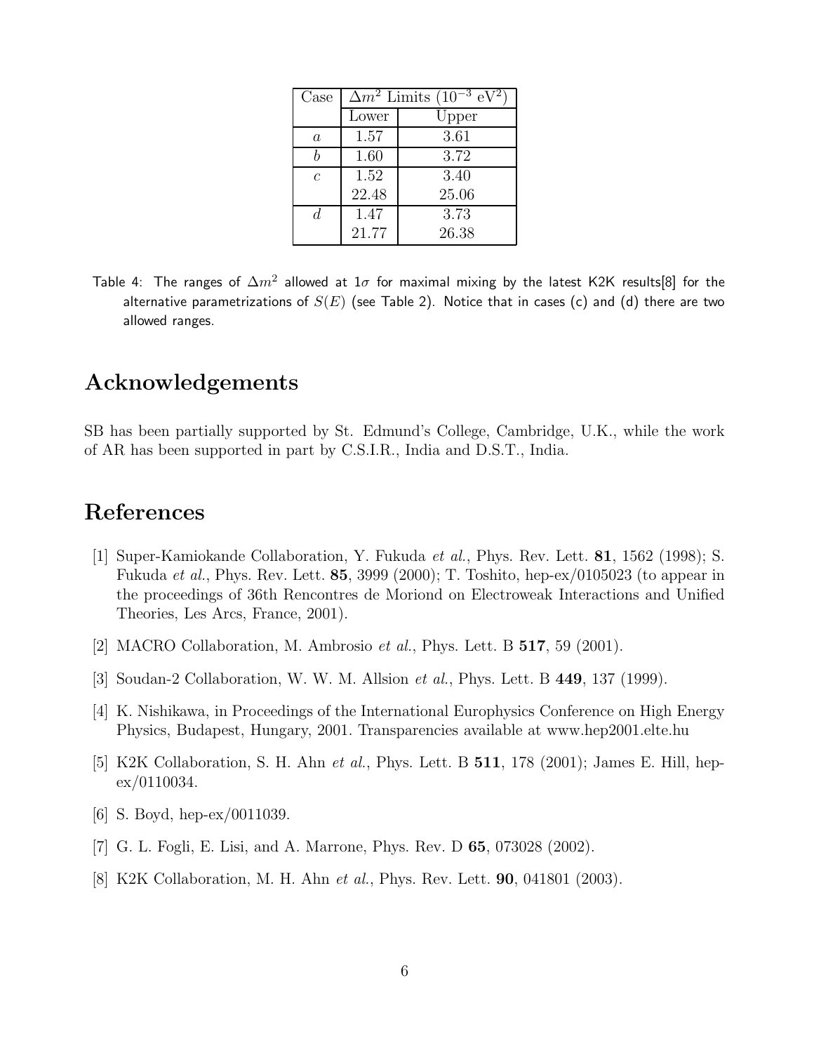| Case | $\Delta m^2$ Limits ($10^{-3}$ eV$^2$) | |
|---|---|---|
| | Lower | Upper |
| $a$ | 1.57 | 3.61 |
| $b$ | 1.60 | 3.72 |
| $c$ | 1.52 | 3.40 |
| | 22.48 | 25.06 |
| $d$ | 1.47 | 3.73 |
| | 21.77 | 26.38 |

Table 4: The ranges of $\Delta m^2$ allowed at $1\sigma$ for maximal mixing by the latest K2K results[8] for the alternative parametrizations of $S(E)$ (see Table 2). Notice that in cases (c) and (d) there are two allowed ranges.

# Acknowledgements

SB has been partially supported by St. Edmund's College, Cambridge, U.K., while the work of AR has been supported in part by C.S.I.R., India and D.S.T., India.

# References

[1] Super-Kamiokande Collaboration, Y. Fukuda *et al.*, Phys. Rev. Lett. **81**, 1562 (1998); S. Fukuda *et al.*, Phys. Rev. Lett. **85**, 3999 (2000); T. Toshito, hep-ex/0105023 (to appear in the proceedings of 36th Rencontres de Moriond on Electroweak Interactions and Unified Theories, Les Arcs, France, 2001).

[2] MACRO Collaboration, M. Ambrosio *et al.*, Phys. Lett. B **517**, 59 (2001).

[3] Soudan-2 Collaboration, W. W. M. Allsion *et al.*, Phys. Lett. B **449**, 137 (1999).

[4] K. Nishikawa, in Proceedings of the International Europhysics Conference on High Energy Physics, Budapest, Hungary, 2001. Transparencies available at www.hep2001.elte.hu

[5] K2K Collaboration, S. H. Ahn *et al.*, Phys. Lett. B **511**, 178 (2001); James E. Hill, hep-ex/0110034.

[6] S. Boyd, hep-ex/0011039.

[7] G. L. Fogli, E. Lisi, and A. Marrone, Phys. Rev. D **65**, 073028 (2002).

[8] K2K Collaboration, M. H. Ahn *et al.*, Phys. Rev. Lett. **90**, 041801 (2003).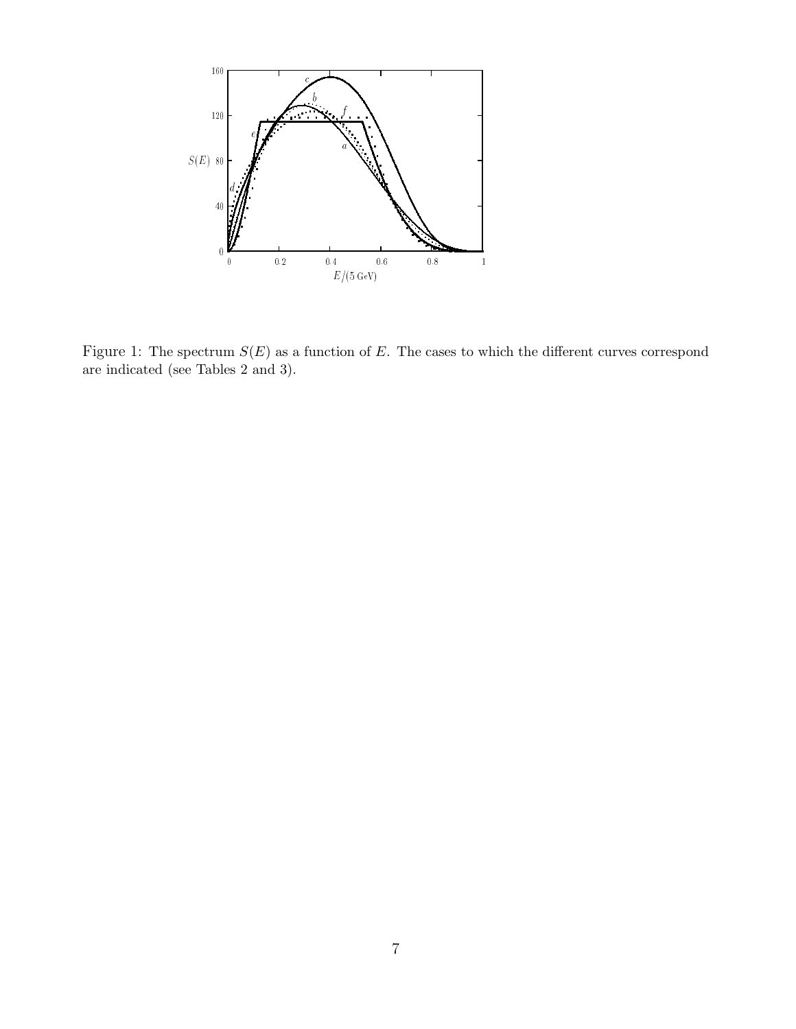Figure 1: The spectrum $S(E)$ as a function of $E$. The cases to which the different curves correspond are indicated (see Tables 2 and 3).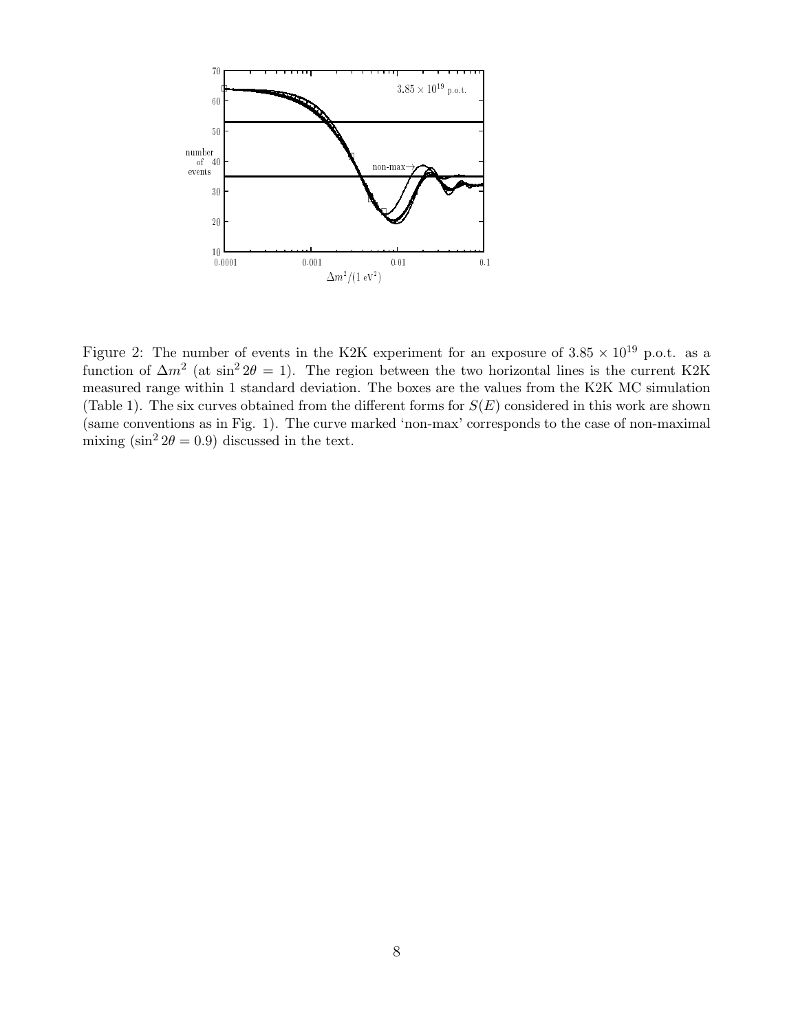70

60

50

number of events 40

30

20

10

0.0001

0.001

0.01

0.1

$\Delta m^2/(1\ \mathrm{eV}^2)$

$3.85 \times 10^{19}$ p.o.t.

non-max→

Figure 2: The number of events in the K2K experiment for an exposure of $3.85 \times 10^{19}$ p.o.t. as a function of $\Delta m^2$ (at $\sin^2 2\theta = 1$). The region between the two horizontal lines is the current K2K measured range within 1 standard deviation. The boxes are the values from the K2K MC simulation (Table 1). The six curves obtained from the different forms for $S(E)$ considered in this work are shown (same conventions as in Fig. 1). The curve marked 'non-max' corresponds to the case of non-maximal mixing ($\sin^2 2\theta = 0.9$) discussed in the text.